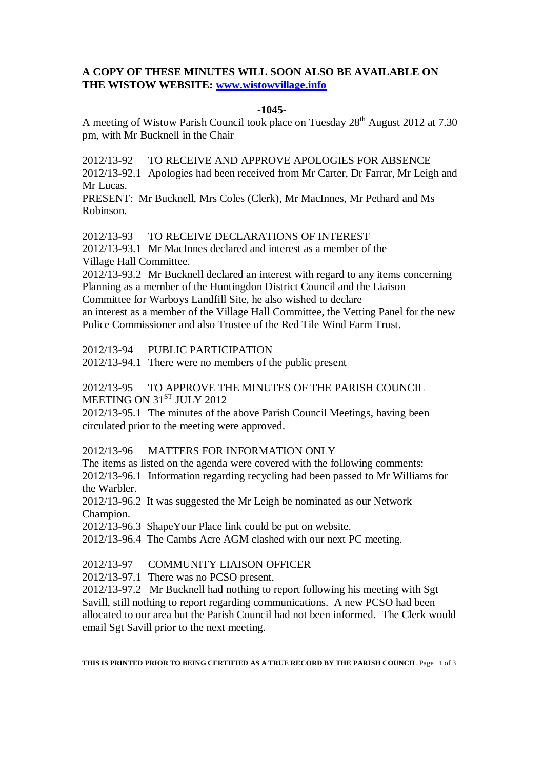**A COPY OF THESE MINUTES WILL SOON ALSO BE AVAILABLE ON THE WISTOW WEBSITE: [www.wistowvillage.info](http://www.wistowvillage.info)**

**-1045-**

A meeting of Wistow Parish Council took place on Tuesday 28th August 2012 at 7.30 pm, with Mr Bucknell in the Chair

2012/13-92 TO RECEIVE AND APPROVE APOLOGIES FOR ABSENCE

2012/13-92.1 Apologies had been received from Mr Carter, Dr Farrar, Mr Leigh and Mr Lucas.

PRESENT: Mr Bucknell, Mrs Coles (Clerk), Mr MacInnes, Mr Pethard and Ms Robinson.

2012/13-93 TO RECEIVE DECLARATIONS OF INTEREST

2012/13-93.1 Mr MacInnes declared and interest as a member of the Village Hall Committee.

2012/13-93.2 Mr Bucknell declared an interest with regard to any items concerning Planning as a member of the Huntingdon District Council and the Liaison Committee for Warboys Landfill Site, he also wished to declare an interest as a member of the Village Hall Committee, the Vetting Panel for the new Police Commissioner and also Trustee of the Red Tile Wind Farm Trust.

2012/13-94 PUBLIC PARTICIPATION

2012/13-94.1 There were no members of the public present

2012/13-95 TO APPROVE THE MINUTES OF THE PARISH COUNCIL MEETING ON 31ST JULY 2012

2012/13-95.1 The minutes of the above Parish Council Meetings, having been circulated prior to the meeting were approved.

2012/13-96 MATTERS FOR INFORMATION ONLY

The items as listed on the agenda were covered with the following comments:

2012/13-96.1 Information regarding recycling had been passed to Mr Williams for the Warbler.

2012/13-96.2 It was suggested the Mr Leigh be nominated as our Network Champion.

2012/13-96.3 ShapeYour Place link could be put on website.

2012/13-96.4 The Cambs Acre AGM clashed with our next PC meeting.

2012/13-97 COMMUNITY LIAISON OFFICER

2012/13-97.1 There was no PCSO present.

2012/13-97.2 Mr Bucknell had nothing to report following his meeting with Sgt Savill, still nothing to report regarding communications. A new PCSO had been allocated to our area but the Parish Council had not been informed. The Clerk would email Sgt Savill prior to the next meeting.

**THIS IS PRINTED PRIOR TO BEING CERTIFIED AS A TRUE RECORD BY THE PARISH COUNCIL**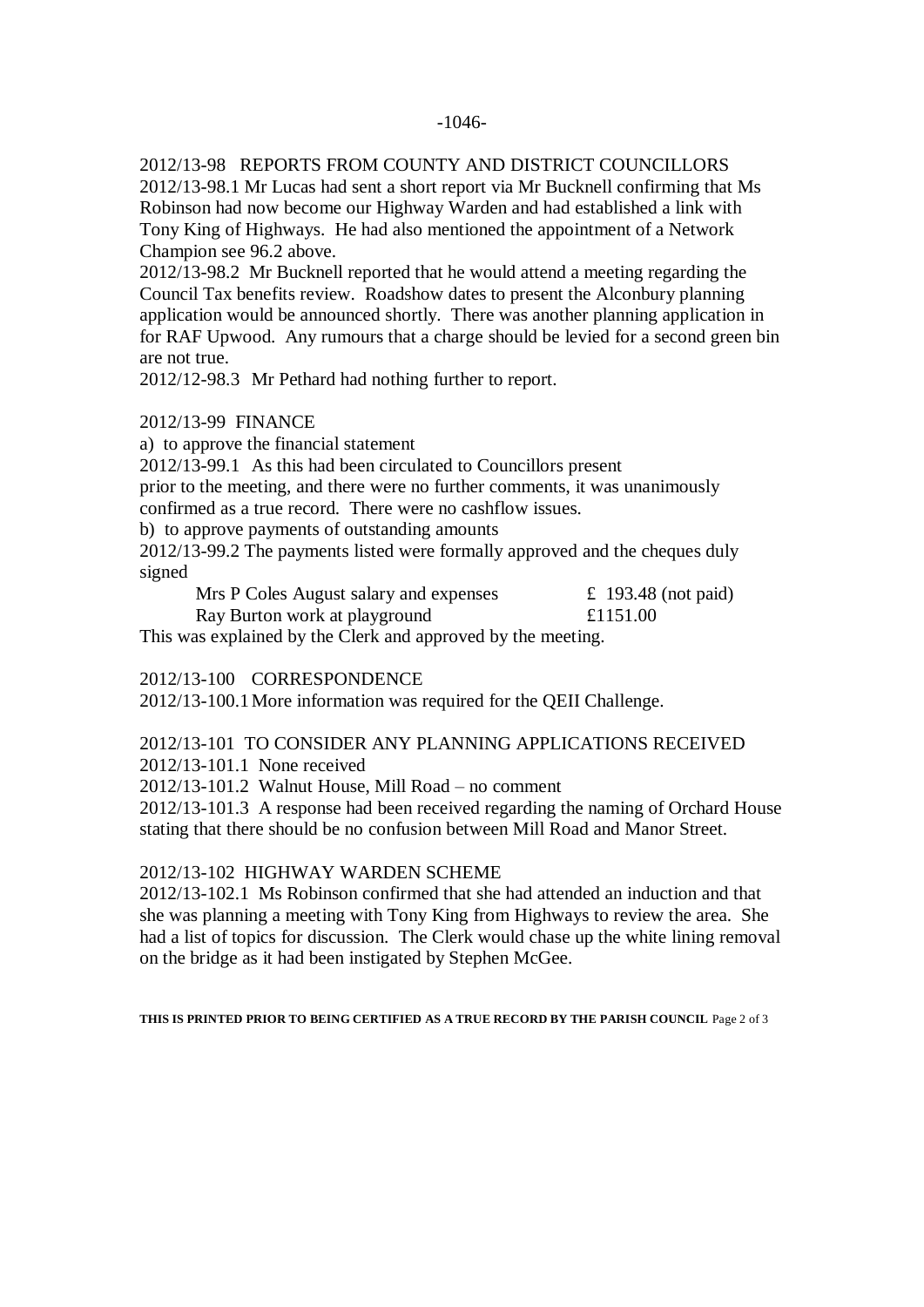2012/13-98 REPORTS FROM COUNTY AND DISTRICT COUNCILLORS

2012/13-98.1 Mr Lucas had sent a short report via Mr Bucknell confirming that Ms Robinson had now become our Highway Warden and had established a link with Tony King of Highways. He had also mentioned the appointment of a Network Champion see 96.2 above.

2012/13-98.2 Mr Bucknell reported that he would attend a meeting regarding the Council Tax benefits review. Roadshow dates to present the Alconbury planning application would be announced shortly. There was another planning application in for RAF Upwood. Any rumours that a charge should be levied for a second green bin are not true.

2012/12-98.3 Mr Pethard had nothing further to report.

2012/13-99 FINANCE

a) to approve the financial statement

2012/13-99.1 As this had been circulated to Councillors present prior to the meeting, and there were no further comments, it was unanimously confirmed as a true record. There were no cashflow issues.

b) to approve payments of outstanding amounts

2012/13-99.2 The payments listed were formally approved and the cheques duly signed

| | |
|---|---|
| Mrs P Coles August salary and expenses | £ 193.48 (not paid) |
| Ray Burton work at playground | £1151.00 |

This was explained by the Clerk and approved by the meeting.

2012/13-100 CORRESPONDENCE

2012/13-100.1 More information was required for the QEII Challenge.

2012/13-101 TO CONSIDER ANY PLANNING APPLICATIONS RECEIVED

2012/13-101.1 None received

2012/13-101.2 Walnut House, Mill Road – no comment

2012/13-101.3 A response had been received regarding the naming of Orchard House stating that there should be no confusion between Mill Road and Manor Street.

2012/13-102 HIGHWAY WARDEN SCHEME

2012/13-102.1 Ms Robinson confirmed that she had attended an induction and that she was planning a meeting with Tony King from Highways to review the area. She had a list of topics for discussion. The Clerk would chase up the white lining removal on the bridge as it had been instigated by Stephen McGee.

**THIS IS PRINTED PRIOR TO BEING CERTIFIED AS A TRUE RECORD BY THE PARISH COUNCIL**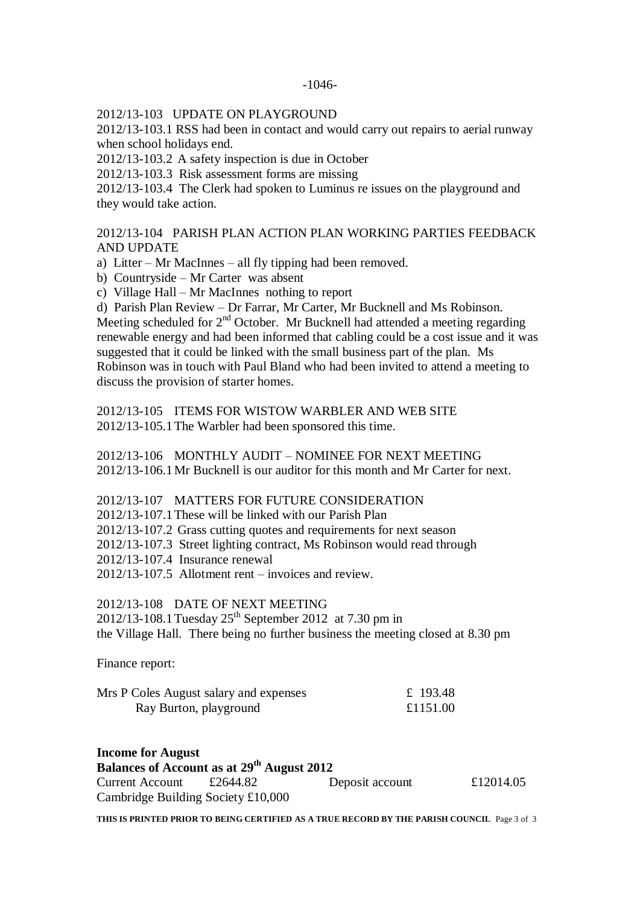2012/13-103 UPDATE ON PLAYGROUND

2012/13-103.1 RSS had been in contact and would carry out repairs to aerial runway when school holidays end.

2012/13-103.2 A safety inspection is due in October

2012/13-103.3 Risk assessment forms are missing

2012/13-103.4 The Clerk had spoken to Luminus re issues on the playground and they would take action.

2012/13-104 PARISH PLAN ACTION PLAN WORKING PARTIES FEEDBACK AND UPDATE

a) Litter – Mr MacInnes – all fly tipping had been removed.

b) Countryside – Mr Carter was absent

c) Village Hall – Mr MacInnes nothing to report

d) Parish Plan Review – Dr Farrar, Mr Carter, Mr Bucknell and Ms Robinson. Meeting scheduled for 2nd October. Mr Bucknell had attended a meeting regarding renewable energy and had been informed that cabling could be a cost issue and it was suggested that it could be linked with the small business part of the plan. Ms Robinson was in touch with Paul Bland who had been invited to attend a meeting to discuss the provision of starter homes.

2012/13-105 ITEMS FOR WISTOW WARBLER AND WEB SITE

2012/13-105.1 The Warbler had been sponsored this time.

2012/13-106 MONTHLY AUDIT – NOMINEE FOR NEXT MEETING

2012/13-106.1 Mr Bucknell is our auditor for this month and Mr Carter for next.

2012/13-107 MATTERS FOR FUTURE CONSIDERATION

2012/13-107.1 These will be linked with our Parish Plan

2012/13-107.2 Grass cutting quotes and requirements for next season

2012/13-107.3 Street lighting contract, Ms Robinson would read through

2012/13-107.4 Insurance renewal

2012/13-107.5 Allotment rent – invoices and review.

2012/13-108 DATE OF NEXT MEETING

2012/13-108.1 Tuesday 25th September 2012 at 7.30 pm in the Village Hall. There being no further business the meeting closed at 8.30 pm

Finance report:

| | |
|---|---|
| Mrs P Coles August salary and expenses | £ 193.48 |
| Ray Burton, playground | £1151.00 |

**Income for August**

**Balances of Account as at 29th August 2012**

| | | | |
|---|---|---|---|
| Current Account | £2644.82 | Deposit account | £12014.05 |

Cambridge Building Society £10,000

**THIS IS PRINTED PRIOR TO BEING CERTIFIED AS A TRUE RECORD BY THE PARISH COUNCIL**